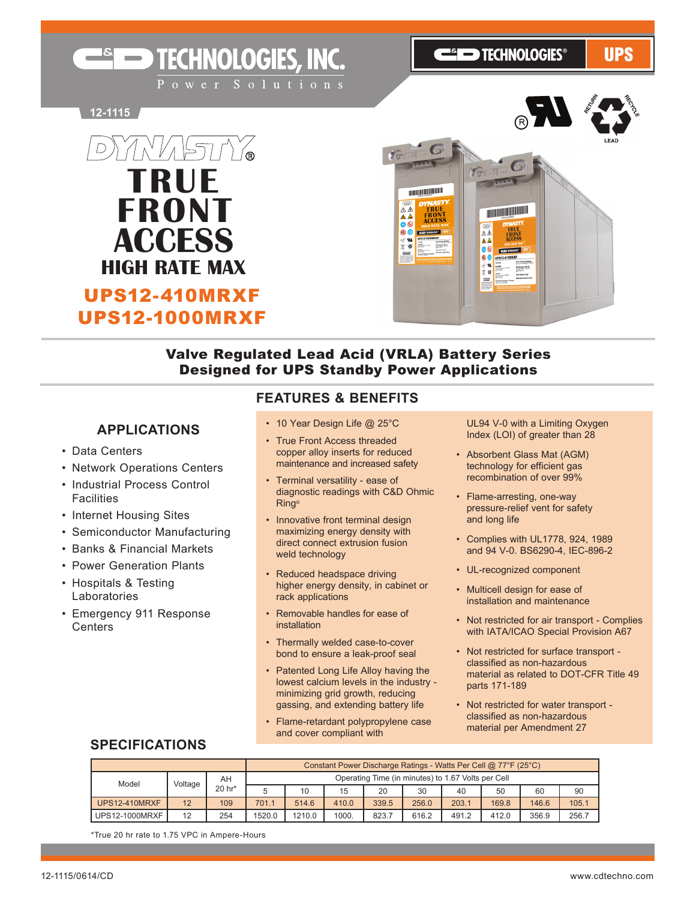# C&D TECHNOLOGIES, INC.

Power Solutions

C&D TECHNOLOGIES® UPS

12-1115

# DYNASTY® TRUE FRONT ACCESS HIGH RATE MAX

## UPS12-410MRXF
## UPS12-1000MRXF

### Valve Regulated Lead Acid (VRLA) Battery Series Designed for UPS Standby Power Applications

## APPLICATIONS

- Data Centers
- Network Operations Centers
- Industrial Process Control Facilities
- Internet Housing Sites
- Semiconductor Manufacturing
- Banks & Financial Markets
- Power Generation Plants
- Hospitals & Testing Laboratories
- Emergency 911 Response Centers

## FEATURES & BENEFITS

- 10 Year Design Life @ 25°C
- True Front Access threaded copper alloy inserts for reduced maintenance and increased safety
- Terminal versatility - ease of diagnostic readings with C&D Ohmic Ring®
- Innovative front terminal design maximizing energy density with direct connect extrusion fusion weld technology
- Reduced headspace driving higher energy density, in cabinet or rack applications
- Removable handles for ease of installation
- Thermally welded case-to-cover bond to ensure a leak-proof seal
- Patented Long Life Alloy having the lowest calcium levels in the industry - minimizing grid growth, reducing gassing, and extending battery life
- Flame-retardant polypropylene case and cover compliant with UL94 V-0 with a Limiting Oxygen Index (LOI) of greater than 28
- Absorbent Glass Mat (AGM) technology for efficient gas recombination of over 99%
- Flame-arresting, one-way pressure-relief vent for safety and long life
- Complies with UL1778, 924, 1989 and 94 V-0. BS6290-4, IEC-896-2
- UL-recognized component
- Multicell design for ease of installation and maintenance
- Not restricted for air transport - Complies with IATA/ICAO Special Provision A67
- Not restricted for surface transport - classified as non-hazardous material as related to DOT-CFR Title 49 parts 171-189
- Not restricted for water transport - classified as non-hazardous material per Amendment 27

## SPECIFICATIONS

| Model | Voltage | AH 20 hr* | Constant Power Discharge Ratings - Watts Per Cell @ 77°F (25°C) | | | | | | | | |
|---|---|---|---|---|---|---|---|---|---|---|---|
| | | | Operating Time (in minutes) to 1.67 Volts per Cell | | | | | | | | |
| | | | 5 | 10 | 15 | 20 | 30 | 40 | 50 | 60 | 90 |
| UPS12-410MRXF | 12 | 109 | 701.1 | 514.6 | 410.0 | 339.5 | 256.0 | 203.1 | 169.8 | 146.6 | 105.1 |
| UPS12-1000MRXF | 12 | 254 | 1520.0 | 1210.0 | 1000. | 823.7 | 616.2 | 491.2 | 412.0 | 356.9 | 256.7 |

*True 20 hr rate to 1.75 VPC in Ampere-Hours

12-1115/0614/CD www.cdtechno.com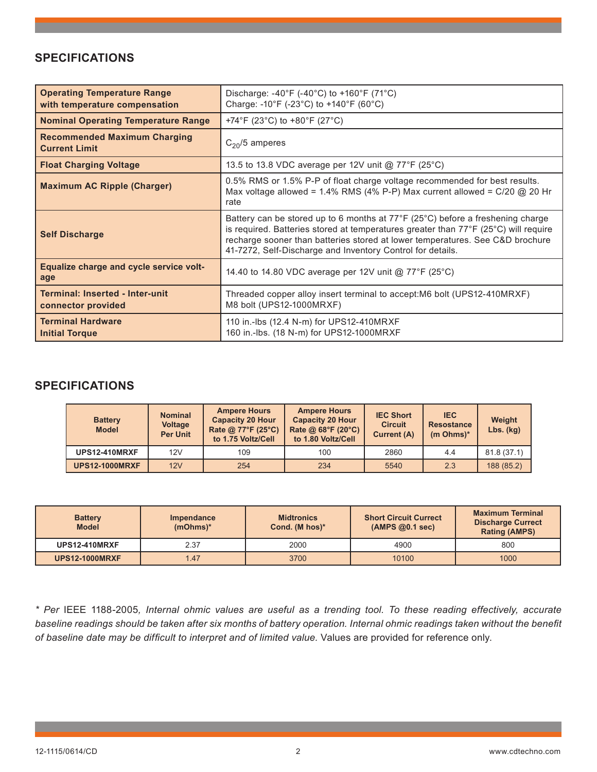## SPECIFICATIONS

| | |
|---|---|
| **Operating Temperature Range with temperature compensation** | Discharge: -40°F (-40°C) to +160°F (71°C)<br>Charge: -10°F (-23°C) to +140°F (60°C) |
| **Nominal Operating Temperature Range** | +74°F (23°C) to +80°F (27°C) |
| **Recommended Maximum Charging Current Limit** | $C_{20}$/5 amperes |
| **Float Charging Voltage** | 13.5 to 13.8 VDC average per 12V unit @ 77°F (25°C) |
| **Maximum AC Ripple (Charger)** | 0.5% RMS or 1.5% P-P of float charge voltage recommended for best results. Max voltage allowed = 1.4% RMS (4% P-P) Max current allowed = C/20 @ 20 Hr rate |
| **Self Discharge** | Battery can be stored up to 6 months at 77°F (25°C) before a freshening charge is required. Batteries stored at temperatures greater than 77°F (25°C) will require recharge sooner than batteries stored at lower temperatures. See C&D brochure 41-7272, Self-Discharge and Inventory Control for details. |
| **Equalize charge and cycle service voltage** | 14.40 to 14.80 VDC average per 12V unit @ 77°F (25°C) |
| **Terminal: Inserted - Inter-unit connector provided** | Threaded copper alloy insert terminal to accept:M6 bolt (UPS12-410MRXF)<br>M8 bolt (UPS12-1000MRXF) |
| **Terminal Hardware Initial Torque** | 110 in.-lbs (12.4 N-m) for UPS12-410MRXF<br>160 in.-lbs. (18 N-m) for UPS12-1000MRXF |

## SPECIFICATIONS

| Battery Model | Nominal Voltage Per Unit | Ampere Hours Capacity 20 Hour Rate @ 77°F (25°C) to 1.75 Voltz/Cell | Ampere Hours Capacity 20 Hour Rate @ 68°F (20°C) to 1.80 Voltz/Cell | IEC Short Circuit Current (A) | IEC Resostance (m Ohms)* | Weight Lbs. (kg) |
|---|---|---|---|---|---|---|
| **UPS12-410MRXF** | 12V | 109 | 100 | 2860 | 4.4 | 81.8 (37.1) |
| **UPS12-1000MRXF** | 12V | 254 | 234 | 5540 | 2.3 | 188 (85.2) |

| Battery Model | Impendance (mOhms)* | Midtronics Cond. (M hos)* | Short Circuit Currect (AMPS @0.1 sec) | Maximum Terminal Discharge Currect Rating (AMPS) |
|---|---|---|---|---|
| **UPS12-410MRXF** | 2.37 | 2000 | 4900 | 800 |
| **UPS12-1000MRXF** | 1.47 | 3700 | 10100 | 1000 |

*\* Per* IEEE 1188-2005*, Internal ohmic values are useful as a trending tool. To these reading effectively, accurate baseline readings should be taken after six months of battery operation. Internal ohmic readings taken without the benefit of baseline date may be difficult to interpret and of limited value.* Values are provided for reference only.

12-1115/0614/CD www.cdtechno.com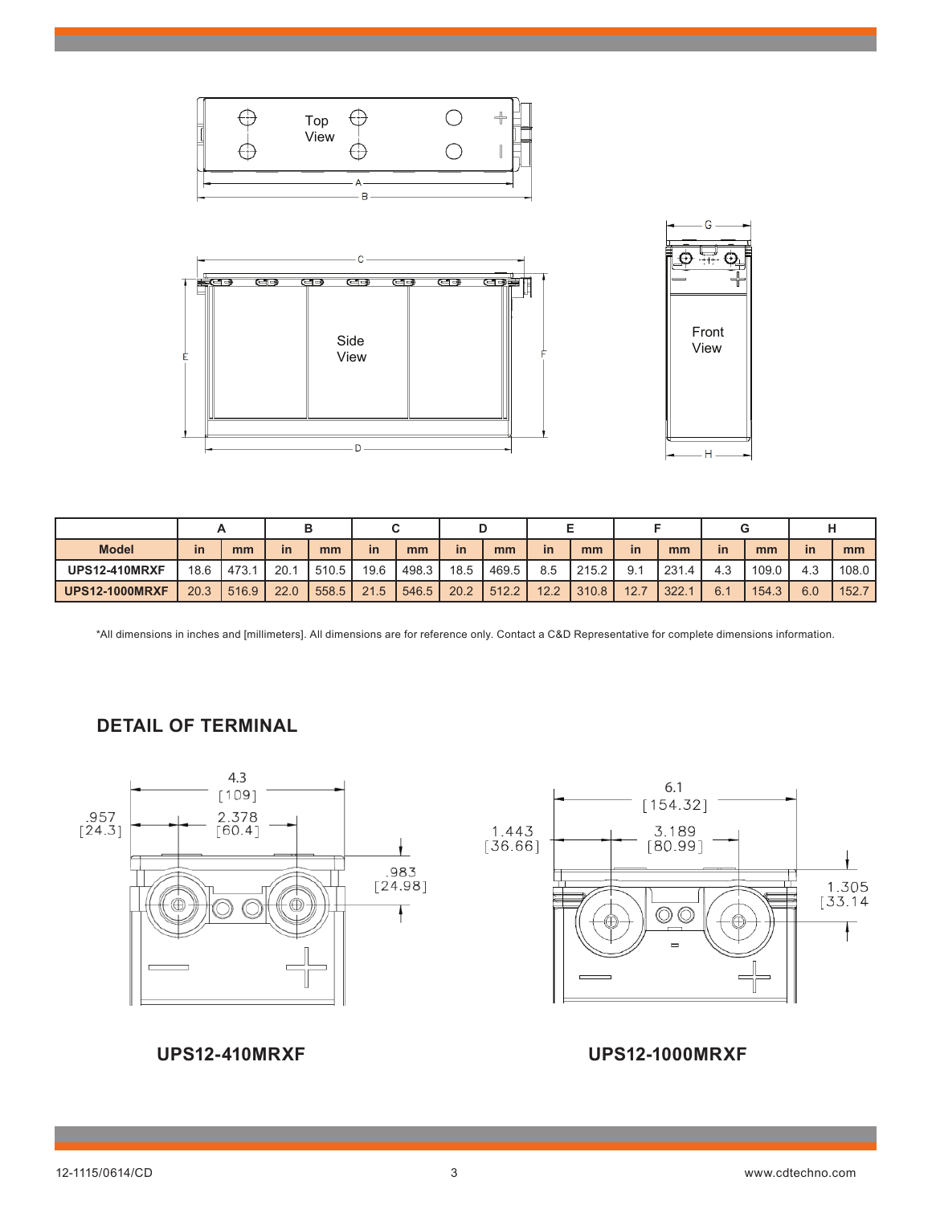| | A | | B | | C | | D | | E | | F | | G | | H | |
|---|---|---|---|---|---|---|---|---|---|---|---|---|---|---|---|---|
| **Model** | in | mm | in | mm | in | mm | in | mm | in | mm | in | mm | in | mm | in | mm |
| **UPS12-410MRXF** | 18.6 | 473.1 | 20.1 | 510.5 | 19.6 | 498.3 | 18.5 | 469.5 | 8.5 | 215.2 | 9.1 | 231.4 | 4.3 | 109.0 | 4.3 | 108.0 |
| **UPS12-1000MRXF** | 20.3 | 516.9 | 22.0 | 558.5 | 21.5 | 546.5 | 20.2 | 512.2 | 12.2 | 310.8 | 12.7 | 322.1 | 6.1 | 154.3 | 6.0 | 152.7 |

*All dimensions in inches and [millimeters]. All dimensions are for reference only. Contact a C&D Representative for complete dimensions information.

## DETAIL OF TERMINAL

**UPS12-410MRXF**

**UPS12-1000MRXF**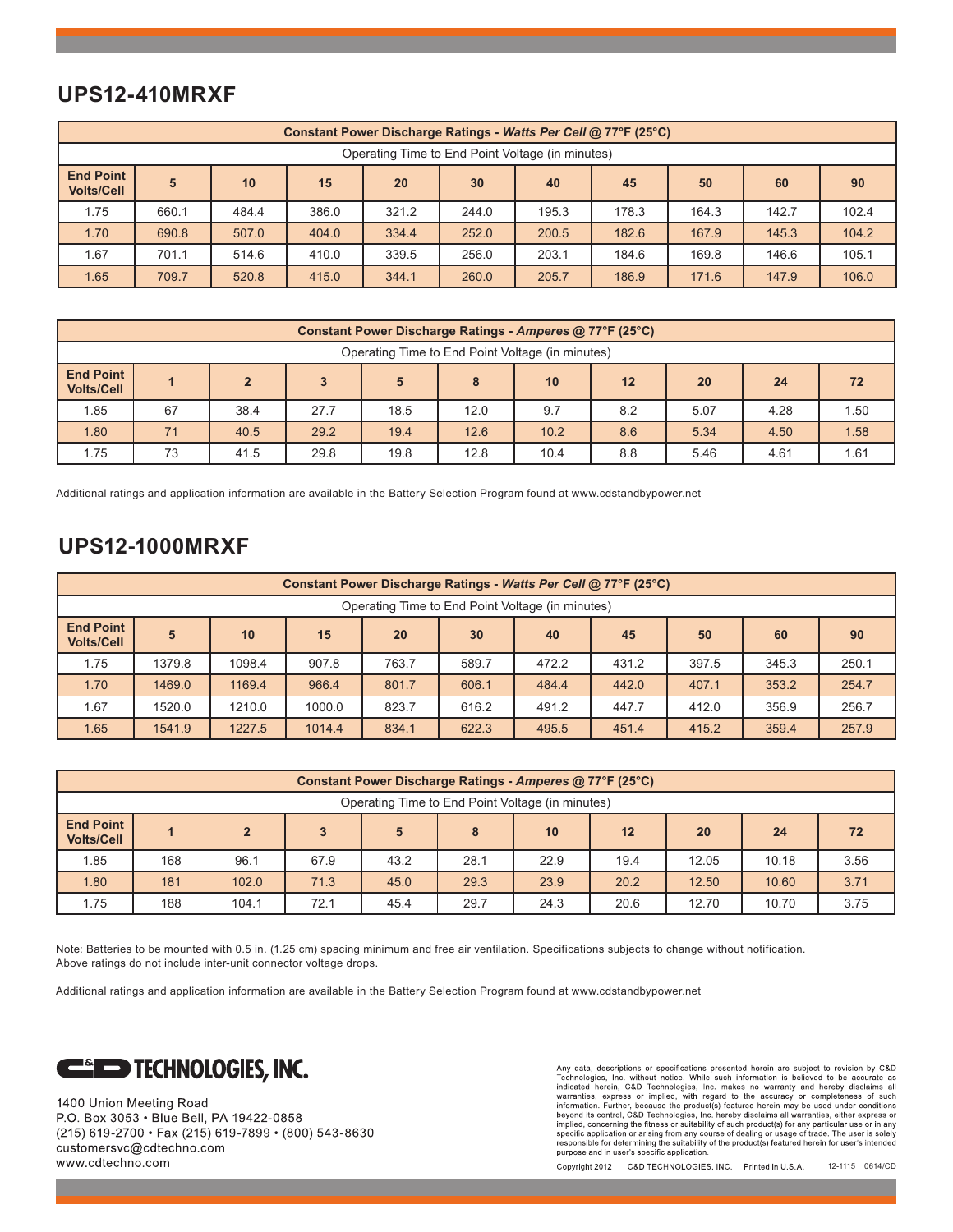## UPS12-410MRXF

| Constant Power Discharge Ratings - *Watts Per Cell* @ 77°F (25°C) | | | | | | | | | | |
|---|---|---|---|---|---|---|---|---|---|---|
| Operating Time to End Point Voltage (in minutes) | | | | | | | | | | |
| **End Point Volts/Cell** | **5** | **10** | **15** | **20** | **30** | **40** | **45** | **50** | **60** | **90** |
| 1.75 | 660.1 | 484.4 | 386.0 | 321.2 | 244.0 | 195.3 | 178.3 | 164.3 | 142.7 | 102.4 |
| 1.70 | 690.8 | 507.0 | 404.0 | 334.4 | 252.0 | 200.5 | 182.6 | 167.9 | 145.3 | 104.2 |
| 1.67 | 701.1 | 514.6 | 410.0 | 339.5 | 256.0 | 203.1 | 184.6 | 169.8 | 146.6 | 105.1 |
| 1.65 | 709.7 | 520.8 | 415.0 | 344.1 | 260.0 | 205.7 | 186.9 | 171.6 | 147.9 | 106.0 |

| Constant Power Discharge Ratings - *Amperes* @ 77°F (25°C) | | | | | | | | | | |
|---|---|---|---|---|---|---|---|---|---|---|
| Operating Time to End Point Voltage (in minutes) | | | | | | | | | | |
| **End Point Volts/Cell** | **1** | **2** | **3** | **5** | **8** | **10** | **12** | **20** | **24** | **72** |
| 1.85 | 67 | 38.4 | 27.7 | 18.5 | 12.0 | 9.7 | 8.2 | 5.07 | 4.28 | 1.50 |
| 1.80 | 71 | 40.5 | 29.2 | 19.4 | 12.6 | 10.2 | 8.6 | 5.34 | 4.50 | 1.58 |
| 1.75 | 73 | 41.5 | 29.8 | 19.8 | 12.8 | 10.4 | 8.8 | 5.46 | 4.61 | 1.61 |

Additional ratings and application information are available in the Battery Selection Program found at www.cdstandbypower.net

## UPS12-1000MRXF

| Constant Power Discharge Ratings - *Watts Per Cell* @ 77°F (25°C) | | | | | | | | | | |
|---|---|---|---|---|---|---|---|---|---|---|
| Operating Time to End Point Voltage (in minutes) | | | | | | | | | | |
| **End Point Volts/Cell** | **5** | **10** | **15** | **20** | **30** | **40** | **45** | **50** | **60** | **90** |
| 1.75 | 1379.8 | 1098.4 | 907.8 | 763.7 | 589.7 | 472.2 | 431.2 | 397.5 | 345.3 | 250.1 |
| 1.70 | 1469.0 | 1169.4 | 966.4 | 801.7 | 606.1 | 484.4 | 442.0 | 407.1 | 353.2 | 254.7 |
| 1.67 | 1520.0 | 1210.0 | 1000.0 | 823.7 | 616.2 | 491.2 | 447.7 | 412.0 | 356.9 | 256.7 |
| 1.65 | 1541.9 | 1227.5 | 1014.4 | 834.1 | 622.3 | 495.5 | 451.4 | 415.2 | 359.4 | 257.9 |

| Constant Power Discharge Ratings - *Amperes* @ 77°F (25°C) | | | | | | | | | | |
|---|---|---|---|---|---|---|---|---|---|---|
| Operating Time to End Point Voltage (in minutes) | | | | | | | | | | |
| **End Point Volts/Cell** | **1** | **2** | **3** | **5** | **8** | **10** | **12** | **20** | **24** | **72** |
| 1.85 | 168 | 96.1 | 67.9 | 43.2 | 28.1 | 22.9 | 19.4 | 12.05 | 10.18 | 3.56 |
| 1.80 | 181 | 102.0 | 71.3 | 45.0 | 29.3 | 23.9 | 20.2 | 12.50 | 10.60 | 3.71 |
| 1.75 | 188 | 104.1 | 72.1 | 45.4 | 29.7 | 24.3 | 20.6 | 12.70 | 10.70 | 3.75 |

Note: Batteries to be mounted with 0.5 in. (1.25 cm) spacing minimum and free air ventilation. Specifications subjects to change without notification.
Above ratings do not include inter-unit connector voltage drops.

Additional ratings and application information are available in the Battery Selection Program found at www.cdstandbypower.net

**C&D TECHNOLOGIES, INC.**

1400 Union Meeting Road
P.O. Box 3053 • Blue Bell, PA 19422-0858
(215) 619-2700 • Fax (215) 619-7899 • (800) 543-8630
customersvc@cdtechno.com
www.cdtechno.com

Any data, descriptions or specifications presented herein are subject to revision by C&D Technologies, Inc. without notice. While such information is believed to be accurate as indicated herein, C&D Technologies, Inc. makes no warranty and hereby disclaims all warranties, express or implied, with regard to the accuracy or completeness of such information. Further, because the product(s) featured herein may be used under conditions beyond its control, C&D Technologies, Inc. hereby disclaims all warranties, either express or implied, concerning the fitness or suitability of such product(s) for any particular use or in any specific application or arising from any course of dealing or usage of trade. The user is solely responsible for determining the suitability of the product(s) featured herein for user's intended purpose and in user's specific application.

Copyright 2012 C&D TECHNOLOGIES, INC. Printed in U.S.A. 12-1115 0614/CD